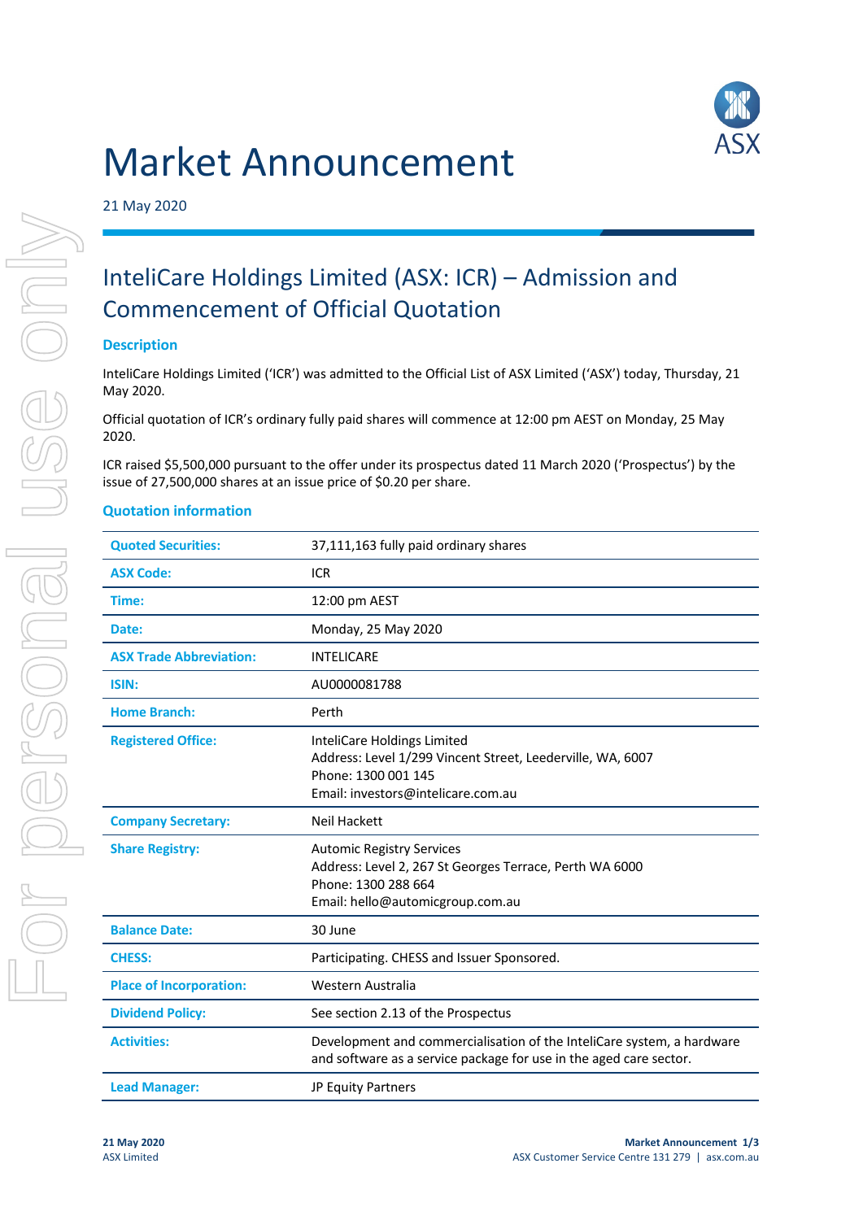# Market Announcement

21 May 2020

## InteliCare Holdings Limited (ASX: ICR) – Admission and Commencement of Official Quotation

### Description

InteliCare Holdings Limited ('ICR') was admitted to the Official List of ASX Limited ('ASX') today, Thursday, 21 May 2020.

Official quotation of ICR's ordinary fully paid shares will commence at 12:00 pm AEST on Monday, 25 May 2020.

ICR raised $5,500,000 pursuant to the offer under its prospectus dated 11 March 2020 ('Prospectus') by the issue of 27,500,000 shares at an issue price of $0.20 per share.

### Quotation information

| | |
|---|---|
| **Quoted Securities:** | 37,111,163 fully paid ordinary shares |
| **ASX Code:** | ICR |
| **Time:** | 12:00 pm AEST |
| **Date:** | Monday, 25 May 2020 |
| **ASX Trade Abbreviation:** | INTELICARE |
| **ISIN:** | AU0000081788 |
| **Home Branch:** | Perth |
| **Registered Office:** | InteliCare Holdings Limited<br>Address: Level 1/299 Vincent Street, Leederville, WA, 6007<br>Phone: 1300 001 145<br>Email: investors@intelicare.com.au |
| **Company Secretary:** | Neil Hackett |
| **Share Registry:** | Automic Registry Services<br>Address: Level 2, 267 St Georges Terrace, Perth WA 6000<br>Phone: 1300 288 664<br>Email: hello@automicgroup.com.au |
| **Balance Date:** | 30 June |
| **CHESS:** | Participating. CHESS and Issuer Sponsored. |
| **Place of Incorporation:** | Western Australia |
| **Dividend Policy:** | See section 2.13 of the Prospectus |
| **Activities:** | Development and commercialisation of the InteliCare system, a hardware and software as a service package for use in the aged care sector. |
| **Lead Manager:** | JP Equity Partners |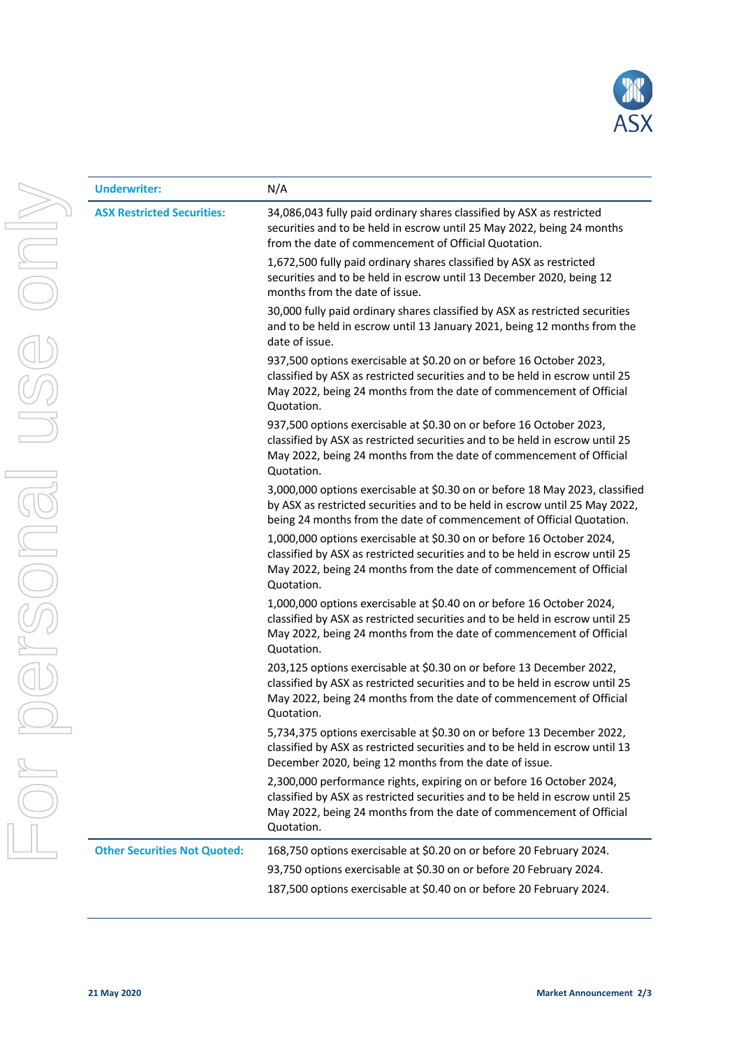| | |
|---|---|
| **Underwriter:** | N/A |
| **ASX Restricted Securities:** | 34,086,043 fully paid ordinary shares classified by ASX as restricted securities and to be held in escrow until 25 May 2022, being 24 months from the date of commencement of Official Quotation.<br><br>1,672,500 fully paid ordinary shares classified by ASX as restricted securities and to be held in escrow until 13 December 2020, being 12 months from the date of issue.<br><br>30,000 fully paid ordinary shares classified by ASX as restricted securities and to be held in escrow until 13 January 2021, being 12 months from the date of issue.<br><br>937,500 options exercisable at $0.20 on or before 16 October 2023, classified by ASX as restricted securities and to be held in escrow until 25 May 2022, being 24 months from the date of commencement of Official Quotation.<br><br>937,500 options exercisable at $0.30 on or before 16 October 2023, classified by ASX as restricted securities and to be held in escrow until 25 May 2022, being 24 months from the date of commencement of Official Quotation.<br><br>3,000,000 options exercisable at $0.30 on or before 18 May 2023, classified by ASX as restricted securities and to be held in escrow until 25 May 2022, being 24 months from the date of commencement of Official Quotation.<br><br>1,000,000 options exercisable at $0.30 on or before 16 October 2024, classified by ASX as restricted securities and to be held in escrow until 25 May 2022, being 24 months from the date of commencement of Official Quotation.<br><br>1,000,000 options exercisable at $0.40 on or before 16 October 2024, classified by ASX as restricted securities and to be held in escrow until 25 May 2022, being 24 months from the date of commencement of Official Quotation.<br><br>203,125 options exercisable at $0.30 on or before 13 December 2022, classified by ASX as restricted securities and to be held in escrow until 25 May 2022, being 24 months from the date of commencement of Official Quotation.<br><br>5,734,375 options exercisable at $0.30 on or before 13 December 2022, classified by ASX as restricted securities and to be held in escrow until 13 December 2020, being 12 months from the date of issue.<br><br>2,300,000 performance rights, expiring on or before 16 October 2024, classified by ASX as restricted securities and to be held in escrow until 25 May 2022, being 24 months from the date of commencement of Official Quotation. |
| **Other Securities Not Quoted:** | 168,750 options exercisable at $0.20 on or before 20 February 2024.<br><br>93,750 options exercisable at $0.30 on or before 20 February 2024.<br><br>187,500 options exercisable at $0.40 on or before 20 February 2024. |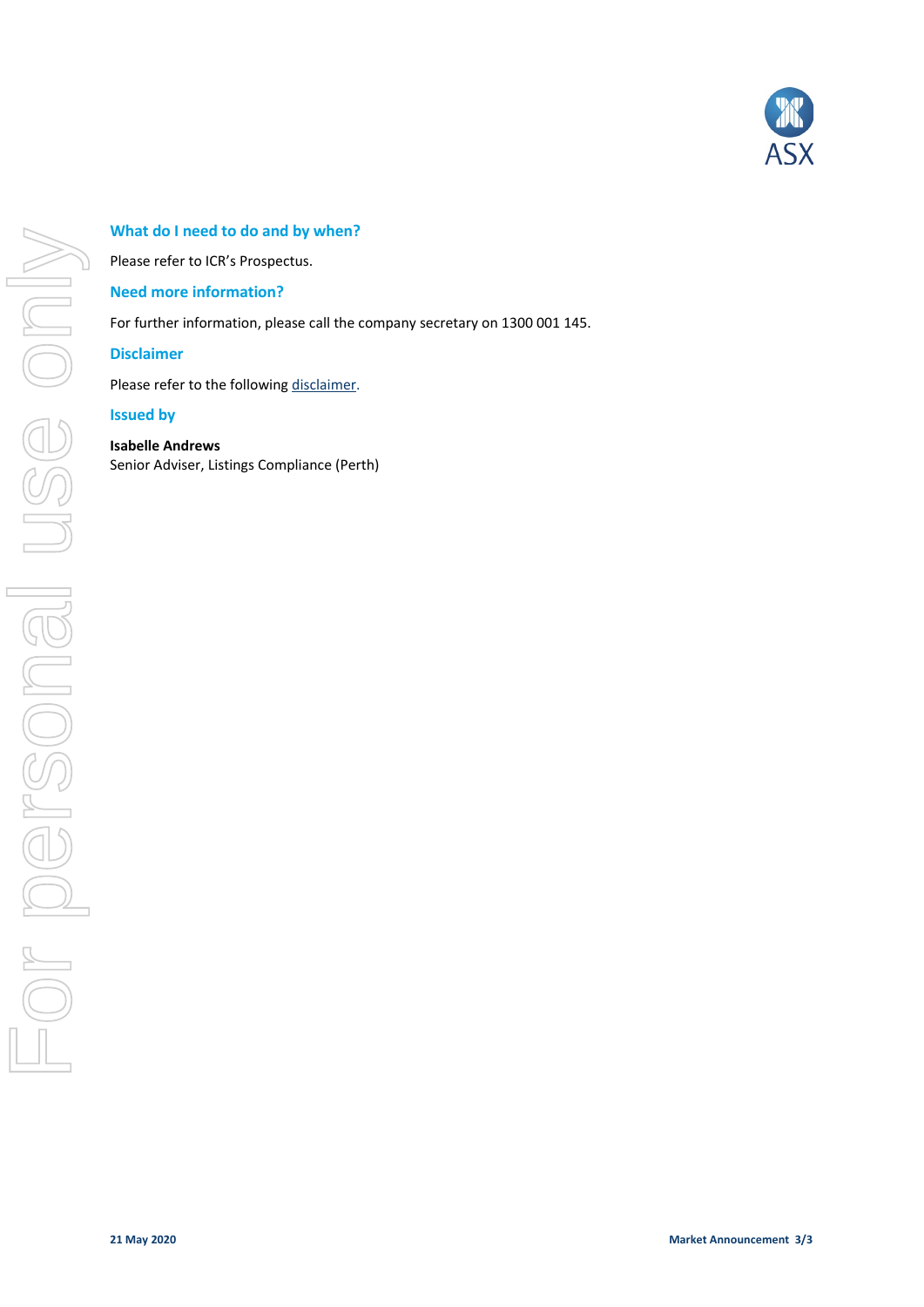## What do I need to do and by when?

Please refer to ICR's Prospectus.

## Need more information?

For further information, please call the company secretary on 1300 001 145.

## Disclaimer

Please refer to the following disclaimer.

## Issued by

**Isabelle Andrews**
Senior Adviser, Listings Compliance (Perth)